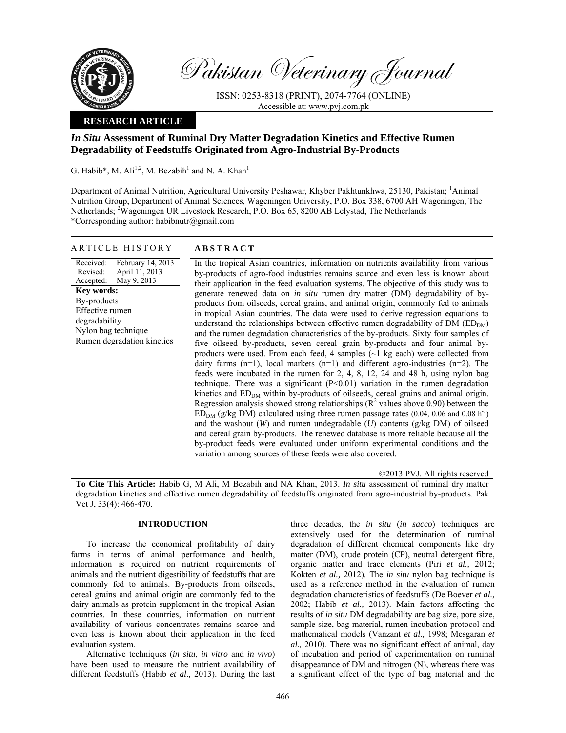# Pakistan Veterinary Journal

ISSN: 0253-8318 (PRINT), 2074-7764 (ONLINE)
Accessible at: www.pvj.com.pk

**RESEARCH ARTICLE**

## *In Situ* Assessment of Ruminal Dry Matter Degradation Kinetics and Effective Rumen Degradability of Feedstuffs Originated from Agro-Industrial By-Products

G. Habib*, M. Ali[1,2], M. Bezabih[1] and N. A. Khan[1]

Department of Animal Nutrition, Agricultural University Peshawar, Khyber Pakhtunkhwa, 25130, Pakistan; [1]Animal Nutrition Group, Department of Animal Sciences, Wageningen University, P.O. Box 338, 6700 AH Wageningen, The Netherlands; [2]Wageningen UR Livestock Research, P.O. Box 65, 8200 AB Lelystad, The Netherlands
*Corresponding author: habibnutr@gmail.com

### ARTICLE HISTORY

Received: February 14, 2013
Revised: April 11, 2013
Accepted: May 9, 2013

**Key words:**
By-products
Effective rumen degradability
Nylon bag technique
Rumen degradation kinetics

### ABSTRACT

In the tropical Asian countries, information on nutrients availability from various by-products of agro-food industries remains scarce and even less is known about their application in the feed evaluation systems. The objective of this study was to generate renewed data on *in situ* rumen dry matter (DM) degradability of by-products from oilseeds, cereal grains, and animal origin, commonly fed to animals in tropical Asian countries. The data were used to derive regression equations to understand the relationships between effective rumen degradability of DM ($ED_{DM}$) and the rumen degradation characteristics of the by-products. Sixty four samples of five oilseed by-products, seven cereal grain by-products and four animal by-products were used. From each feed, 4 samples (~1 kg each) were collected from dairy farms (n=1), local markets (n=1) and different agro-industries (n=2). The feeds were incubated in the rumen for 2, 4, 8, 12, 24 and 48 h, using nylon bag technique. There was a significant ($P<0.01$) variation in the rumen degradation kinetics and $ED_{DM}$ within by-products of oilseeds, cereal grains and animal origin. Regression analysis showed strong relationships ($R^2$ values above 0.90) between the $ED_{DM}$ (g/kg DM) calculated using three rumen passage rates (0.04, 0.06 and 0.08 $h^{-1}$) and the washout (*W*) and rumen undegradable (*U*) contents (g/kg DM) of oilseed and cereal grain by-products. The renewed database is more reliable because all the by-product feeds were evaluated under uniform experimental conditions and the variation among sources of these feeds were also covered.

©2013 PVJ. All rights reserved

**To Cite This Article:** Habib G, M Ali, M Bezabih and NA Khan, 2013. *In situ* assessment of ruminal dry matter degradation kinetics and effective rumen degradability of feedstuffs originated from agro-industrial by-products. Pak Vet J, 33(4): 466-470.

## INTRODUCTION

To increase the economical profitability of dairy farms in terms of animal performance and health, information is required on nutrient requirements of animals and the nutrient digestibility of feedstuffs that are commonly fed to animals. By-products from oilseeds, cereal grains and animal origin are commonly fed to the dairy animals as protein supplement in the tropical Asian countries. In these countries, information on nutrient availability of various concentrates remains scarce and even less is known about their application in the feed evaluation system.

Alternative techniques (*in situ*, *in vitro* and *in vivo*) have been used to measure the nutrient availability of different feedstuffs (Habib *et al.,* 2013). During the last three decades, the *in situ* (*in sacco*) techniques are extensively used for the determination of ruminal degradation of different chemical components like dry matter (DM), crude protein (CP), neutral detergent fibre, organic matter and trace elements (Piri *et al.,* 2012; Kokten *et al.,* 2012). The *in situ* nylon bag technique is used as a reference method in the evaluation of rumen degradation characteristics of feedstuffs (De Boever *et al.,* 2002; Habib *et al.,* 2013). Main factors affecting the results of *in situ* DM degradability are bag size, pore size, sample size, bag material, rumen incubation protocol and mathematical models (Vanzant *et al.,* 1998; Mesgaran *et al.,* 2010). There was no significant effect of animal, day of incubation and period of experimentation on ruminal disappearance of DM and nitrogen (N), whereas there was a significant effect of the type of bag material and the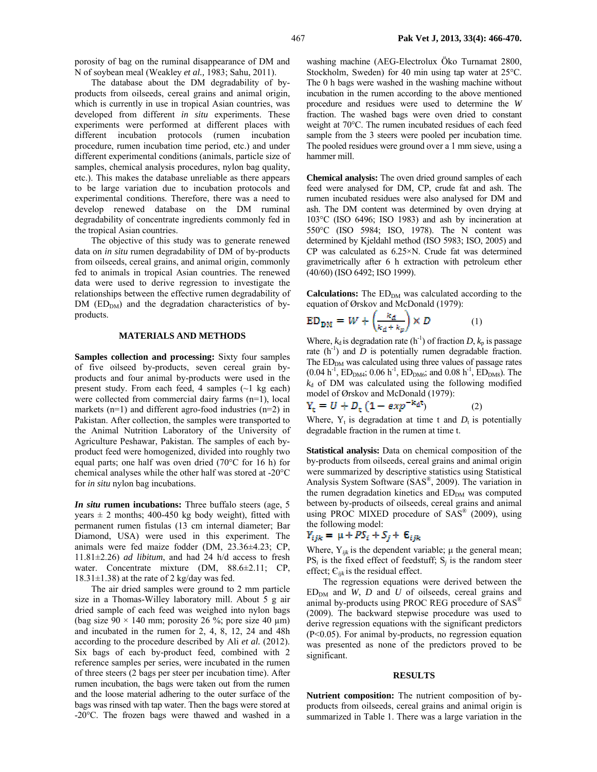porosity of bag on the ruminal disappearance of DM and N of soybean meal (Weakley *et al.,* 1983; Sahu, 2011).

The database about the DM degradability of by-products from oilseeds, cereal grains and animal origin, which is currently in use in tropical Asian countries, was developed from different *in situ* experiments. These experiments were performed at different places with different incubation protocols (rumen incubation procedure, rumen incubation time period, etc.) and under different experimental conditions (animals, particle size of samples, chemical analysis procedures, nylon bag quality, etc.). This makes the database unreliable as there appears to be large variation due to incubation protocols and experimental conditions. Therefore, there was a need to develop renewed database on the DM ruminal degradability of concentrate ingredients commonly fed in the tropical Asian countries.

The objective of this study was to generate renewed data on *in situ* rumen degradability of DM of by-products from oilseeds, cereal grains, and animal origin, commonly fed to animals in tropical Asian countries. The renewed data were used to derive regression to investigate the relationships between the effective rumen degradability of DM ($ED_{DM}$) and the degradation characteristics of by-products.

## MATERIALS AND METHODS

**Samples collection and processing:** Sixty four samples of five oilseed by-products, seven cereal grain by-products and four animal by-products were used in the present study. From each feed, 4 samples (~1 kg each) were collected from commercial dairy farms (n=1), local markets (n=1) and different agro-food industries (n=2) in Pakistan. After collection, the samples were transported to the Animal Nutrition Laboratory of the University of Agriculture Peshawar, Pakistan. The samples of each by-product feed were homogenized, divided into roughly two equal parts; one half was oven dried (70°C for 16 h) for chemical analyses while the other half was stored at -20°C for *in situ* nylon bag incubations.

***In situ* rumen incubations:** Three buffalo steers (age, 5 years ± 2 months; 400-450 kg body weight), fitted with permanent rumen fistulas (13 cm internal diameter; Bar Diamond, USA) were used in this experiment. The animals were fed maize fodder (DM, 23.36±4.23; CP, 11.81±2.26) *ad libitum*, and had 24 h/d access to fresh water. Concentrate mixture (DM, 88.6±2.11; CP, 18.31±1.38) at the rate of 2 kg/day was fed.

The air dried samples were ground to 2 mm particle size in a Thomas-Willey laboratory mill. About 5 g air dried sample of each feed was weighed into nylon bags (bag size 90 × 140 mm; porosity 26 %; pore size 40 µm) and incubated in the rumen for 2, 4, 8, 12, 24 and 48h according to the procedure described by Ali *et al.* (2012). Six bags of each by-product feed, combined with 2 reference samples per series, were incubated in the rumen of three steers (2 bags per steer per incubation time). After rumen incubation, the bags were taken out from the rumen and the loose material adhering to the outer surface of the bags was rinsed with tap water. Then the bags were stored at -20°C. The frozen bags were thawed and washed in a washing machine (AEG-Electrolux Öko Turnamat 2800, Stockholm, Sweden) for 40 min using tap water at 25°C. The 0 h bags were washed in the washing machine without incubation in the rumen according to the above mentioned procedure and residues were used to determine the *W* fraction. The washed bags were oven dried to constant weight at 70°C. The rumen incubated residues of each feed sample from the 3 steers were pooled per incubation time. The pooled residues were ground over a 1 mm sieve, using a hammer mill.

**Chemical analysis:** The oven dried ground samples of each feed were analysed for DM, CP, crude fat and ash. The rumen incubated residues were also analysed for DM and ash. The DM content was determined by oven drying at 103°C (ISO 6496; ISO 1983) and ash by incineration at 550°C (ISO 5984; ISO, 1978). The N content was determined by Kjeldahl method (ISO 5983; ISO, 2005) and CP was calculated as 6.25×N. Crude fat was determined gravimetrically after 6 h extraction with petroleum ether (40/60) (ISO 6492; ISO 1999).

**Calculations:** The $ED_{DM}$ was calculated according to the equation of Ørskov and McDonald (1979):

$$ED_{DM} = W + \left(\frac{k_d}{k_d + k_p}\right) \times D \qquad (1)$$

Where, $k_d$ is degradation rate ($h^{-1}$) of fraction *D*, $k_p$ is passage rate ($h^{-1}$) and *D* is potentially rumen degradable fraction. The $ED_{DM}$ was calculated using three values of passage rates (0.04 $h^{-1}$, $ED_{DM4}$; 0.06 $h^{-1}$, $ED_{DM6}$; and 0.08 $h^{-1}$, $ED_{DM8}$). The $k_d$ of DM was calculated using the following modified model of Ørskov and McDonald (1979):

$$Y_t = U + D_t\left(1 - exp^{-k_d t}\right) \qquad (2)$$

Where, $Y_t$ is degradation at time t and $D_t$ is potentially degradable fraction in the rumen at time t.

**Statistical analysis:** Data on chemical composition of the by-products from oilseeds, cereal grains and animal origin were summarized by descriptive statistics using Statistical Analysis System Software (SAS®, 2009). The variation in the rumen degradation kinetics and $ED_{DM}$ was computed between by-products of oilseeds, cereal grains and animal using PROC MIXED procedure of SAS® (2009), using the following model:

$$Y_{ijk} = \mu + PS_i + S_j + \epsilon_{ijk}$$

Where, $Y_{ijk}$ is the dependent variable; µ the general mean; $PS_i$ is the fixed effect of feedstuff; $S_j$ is the random steer effect; $\epsilon_{ijk}$ is the residual effect.

The regression equations were derived between the $ED_{DM}$ and *W*, *D* and *U* of oilseeds, cereal grains and animal by-products using PROC REG procedure of SAS® (2009). The backward stepwise procedure was used to derive regression equations with the significant predictors (P<0.05). For animal by-products, no regression equation was presented as none of the predictors proved to be significant.

## RESULTS

**Nutrient composition:** The nutrient composition of by-products from oilseeds, cereal grains and animal origin is summarized in Table 1. There was a large variation in the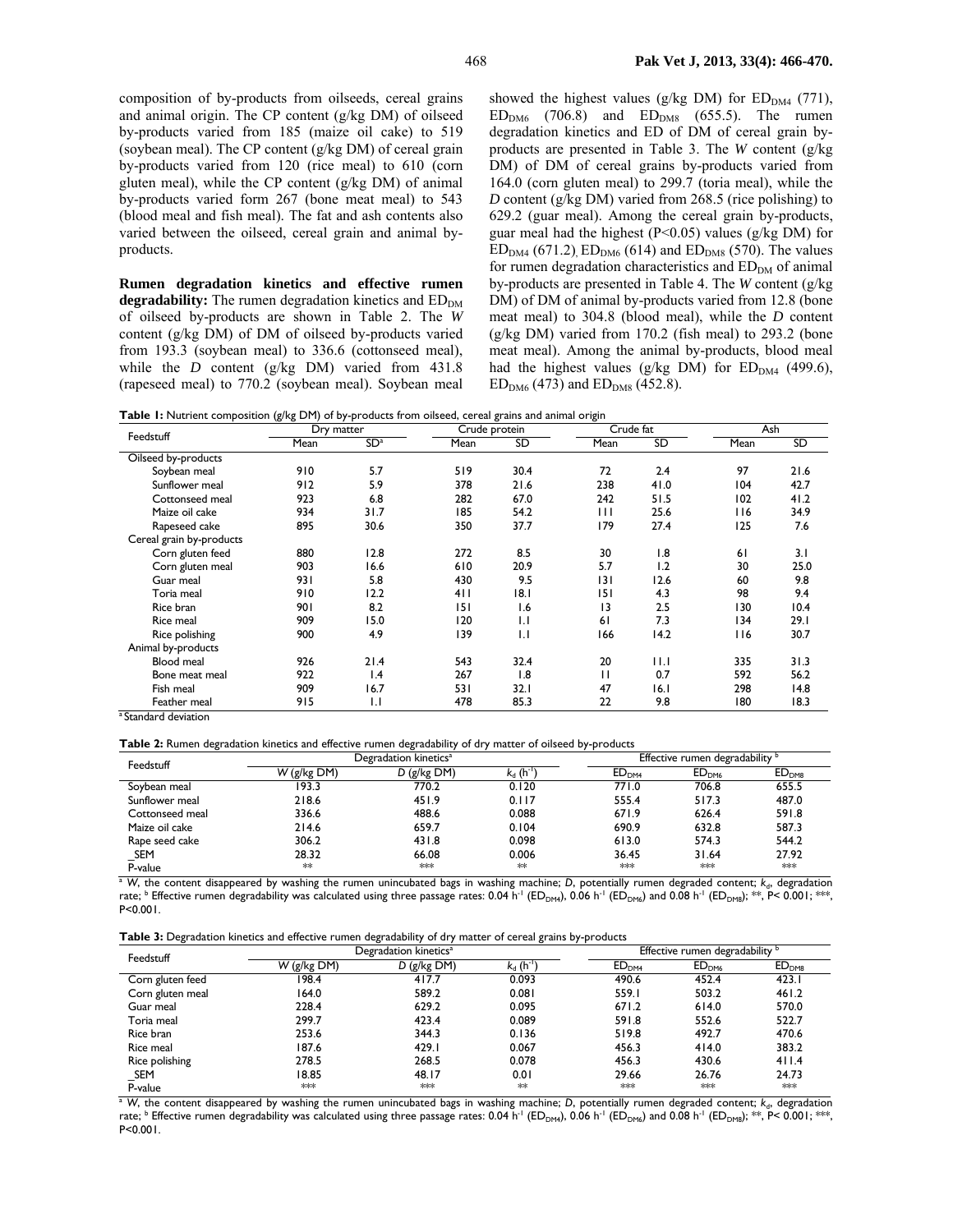composition of by-products from oilseeds, cereal grains and animal origin. The CP content (g/kg DM) of oilseed by-products varied from 185 (maize oil cake) to 519 (soybean meal). The CP content (g/kg DM) of cereal grain by-products varied from 120 (rice meal) to 610 (corn gluten meal), while the CP content (g/kg DM) of animal by-products varied form 267 (bone meat meal) to 543 (blood meal and fish meal). The fat and ash contents also varied between the oilseed, cereal grain and animal by-products.

**Rumen degradation kinetics and effective rumen degradability:** The rumen degradation kinetics and $ED_{DM}$ of oilseed by-products are shown in Table 2. The *W* content (g/kg DM) of DM of oilseed by-products varied from 193.3 (soybean meal) to 336.6 (cottonseed meal), while the *D* content (g/kg DM) varied from 431.8 (rapeseed meal) to 770.2 (soybean meal). Soybean meal showed the highest values (g/kg DM) for $ED_{DM4}$ (771), $ED_{DM6}$ (706.8) and $ED_{DM8}$ (655.5). The rumen degradation kinetics and ED of DM of cereal grain by-products are presented in Table 3. The *W* content (g/kg DM) of DM of cereal grains by-products varied from 164.0 (corn gluten meal) to 299.7 (toria meal), while the *D* content (g/kg DM) varied from 268.5 (rice polishing) to 629.2 (guar meal). Among the cereal grain by-products, guar meal had the highest ($P<0.05$) values (g/kg DM) for $ED_{DM4}$ (671.2), $ED_{DM6}$ (614) and $ED_{DM8}$ (570). The values for rumen degradation characteristics and $ED_{DM}$ of animal by-products are presented in Table 4. The *W* content (g/kg DM) of DM of animal by-products varied from 12.8 (bone meat meal) to 304.8 (blood meal), while the *D* content (g/kg DM) varied from 170.2 (fish meal) to 293.2 (bone meat meal). Among the animal by-products, blood meal had the highest values (g/kg DM) for $ED_{DM4}$ (499.6), $ED_{DM6}$ (473) and $ED_{DM8}$ (452.8).

**Table 1:** Nutrient composition (g/kg DM) of by-products from oilseed, cereal grains and animal origin

| Feedstuff | Dry matter | | Crude protein | | Crude fat | | Ash | |
|---|---|---|---|---|---|---|---|---|
| | Mean | SD[a] | Mean | SD | Mean | SD | Mean | SD |
| Oilseed by-products | | | | | | | | |
| Soybean meal | 910 | 5.7 | 519 | 30.4 | 72 | 2.4 | 97 | 21.6 |
| Sunflower meal | 912 | 5.9 | 378 | 21.6 | 238 | 41.0 | 104 | 42.7 |
| Cottonseed meal | 923 | 6.8 | 282 | 67.0 | 242 | 51.5 | 102 | 41.2 |
| Maize oil cake | 934 | 31.7 | 185 | 54.2 | 111 | 25.6 | 116 | 34.9 |
| Rapeseed cake | 895 | 30.6 | 350 | 37.7 | 179 | 27.4 | 125 | 7.6 |
| Cereal grain by-products | | | | | | | | |
| Corn gluten feed | 880 | 12.8 | 272 | 8.5 | 30 | 1.8 | 61 | 3.1 |
| Corn gluten meal | 903 | 16.6 | 610 | 20.9 | 5.7 | 1.2 | 30 | 25.0 |
| Guar meal | 931 | 5.8 | 430 | 9.5 | 131 | 12.6 | 60 | 9.8 |
| Toria meal | 910 | 12.2 | 411 | 18.1 | 151 | 4.3 | 98 | 9.4 |
| Rice bran | 901 | 8.2 | 151 | 1.6 | 13 | 2.5 | 130 | 10.4 |
| Rice meal | 909 | 15.0 | 120 | 1.1 | 61 | 7.3 | 134 | 29.1 |
| Rice polishing | 900 | 4.9 | 139 | 1.1 | 166 | 14.2 | 116 | 30.7 |
| Animal by-products | | | | | | | | |
| Blood meal | 926 | 21.4 | 543 | 32.4 | 20 | 11.1 | 335 | 31.3 |
| Bone meat meal | 922 | 1.4 | 267 | 1.8 | 11 | 0.7 | 592 | 56.2 |
| Fish meal | 909 | 16.7 | 531 | 32.1 | 47 | 16.1 | 298 | 14.8 |
| Feather meal | 915 | 1.1 | 478 | 85.3 | 22 | 9.8 | 180 | 18.3 |

[a] Standard deviation

**Table 2:** Rumen degradation kinetics and effective rumen degradability of dry matter of oilseed by-products

| Feedstuff | Degradation kinetics[a] | | | Effective rumen degradability [b] | | |
|---|---|---|---|---|---|---|
| | *W* (g/kg DM) | *D* (g/kg DM) | $k_d$ ($h^{-1}$) | $ED_{DM4}$ | $ED_{DM6}$ | $ED_{DM8}$ |
| Soybean meal | 193.3 | 770.2 | 0.120 | 771.0 | 706.8 | 655.5 |
| Sunflower meal | 218.6 | 451.9 | 0.117 | 555.4 | 517.3 | 487.0 |
| Cottonseed meal | 336.6 | 488.6 | 0.088 | 671.9 | 626.4 | 591.8 |
| Maize oil cake | 214.6 | 659.7 | 0.104 | 690.9 | 632.8 | 587.3 |
| Rape seed cake | 306.2 | 431.8 | 0.098 | 613.0 | 574.3 | 544.2 |
| SEM | 28.32 | 66.08 | 0.006 | 36.45 | 31.64 | 27.92 |
| P-value | ** | *** | ** | *** | *** | *** |

[a] *W*, the content disappeared by washing the rumen unincubated bags in washing machine; *D*, potentially rumen degraded content; $k_d$, degradation rate; [b] Effective rumen degradability was calculated using three passage rates: 0.04 $h^{-1}$ ($ED_{DM4}$), 0.06 $h^{-1}$ ($ED_{DM6}$) and 0.08 $h^{-1}$ ($ED_{DM8}$); **, P< 0.001; ***, P<0.001.

**Table 3:** Degradation kinetics and effective rumen degradability of dry matter of cereal grains by-products

| Feedstuff | Degradation kinetics[a] | | | Effective rumen degradability [b] | | |
|---|---|---|---|---|---|---|
| | *W* (g/kg DM) | *D* (g/kg DM) | $k_d$ ($h^{-1}$) | $ED_{DM4}$ | $ED_{DM6}$ | $ED_{DM8}$ |
| Corn gluten feed | 198.4 | 417.7 | 0.093 | 490.6 | 452.4 | 423.1 |
| Corn gluten meal | 164.0 | 589.2 | 0.081 | 559.1 | 503.2 | 461.2 |
| Guar meal | 228.4 | 629.2 | 0.095 | 671.2 | 614.0 | 570.0 |
| Toria meal | 299.7 | 423.4 | 0.089 | 591.8 | 552.6 | 522.7 |
| Rice bran | 253.6 | 344.3 | 0.136 | 519.8 | 492.7 | 470.6 |
| Rice meal | 187.6 | 429.1 | 0.067 | 456.3 | 414.0 | 383.2 |
| Rice polishing | 278.5 | 268.5 | 0.078 | 456.3 | 430.6 | 411.4 |
| SEM | 18.85 | 48.17 | 0.01 | 29.66 | 26.76 | 24.73 |
| P-value | *** | *** | ** | *** | *** | *** |

[a] *W*, the content disappeared by washing the rumen unincubated bags in washing machine; *D*, potentially rumen degraded content; $k_d$, degradation rate; [b] Effective rumen degradability was calculated using three passage rates: 0.04 $h^{-1}$ ($ED_{DM4}$), 0.06 $h^{-1}$ ($ED_{DM6}$) and 0.08 $h^{-1}$ ($ED_{DM8}$); **, P< 0.001; ***, P<0.001.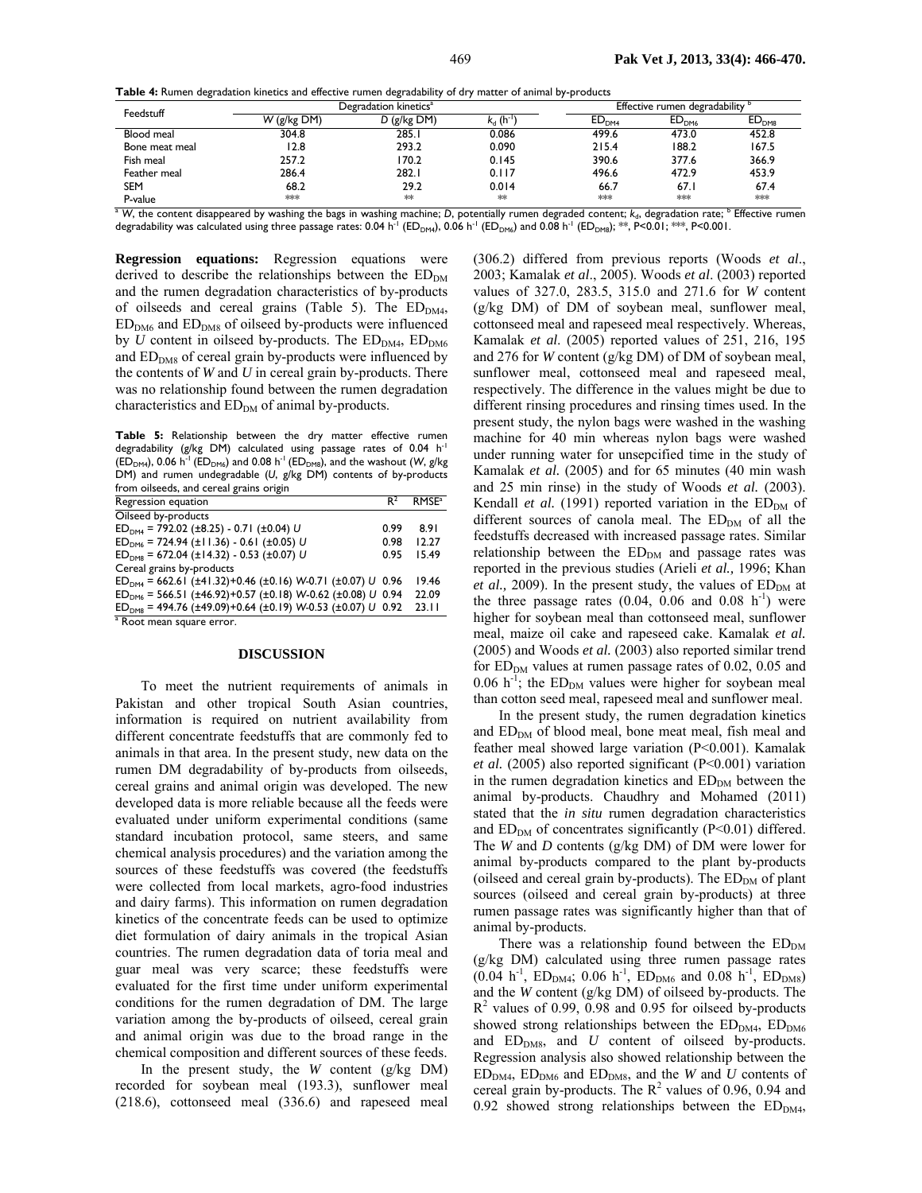**Table 4:** Rumen degradation kinetics and effective rumen degradability of dry matter of animal by-products

| Feedstuff | Degradation kinetics[a] | | | Effective rumen degradability [b] | | |
|---|---|---|---|---|---|---|
| | $W$ (g/kg DM) | $D$ (g/kg DM) | $k_d$ (h$^{-1}$) | $ED_{DM4}$ | $ED_{DM6}$ | $ED_{DM8}$ |
| Blood meal | 304.8 | 285.1 | 0.086 | 499.6 | 473.0 | 452.8 |
| Bone meat meal | 12.8 | 293.2 | 0.090 | 215.4 | 188.2 | 167.5 |
| Fish meal | 257.2 | 170.2 | 0.145 | 390.6 | 377.6 | 366.9 |
| Feather meal | 286.4 | 282.1 | 0.117 | 496.6 | 472.9 | 453.9 |
| SEM | 68.2 | 29.2 | 0.014 | 66.7 | 67.1 | 67.4 |
| P-value | *** | ** | ** | *** | *** | *** |

[a] $W$, the content disappeared by washing the bags in washing machine; $D$, potentially rumen degraded content; $k_d$, degradation rate; [b] Effective rumen degradability was calculated using three passage rates: 0.04 h$^{-1}$ ($ED_{DM4}$), 0.06 h$^{-1}$ ($ED_{DM6}$) and 0.08 h$^{-1}$ ($ED_{DM8}$); **, P<0.01; ***, P<0.001.

**Regression equations:** Regression equations were derived to describe the relationships between the $ED_{DM}$ and the rumen degradation characteristics of by-products of oilseeds and cereal grains (Table 5). The $ED_{DM4}$, $ED_{DM6}$ and $ED_{DM8}$ of oilseed by-products were influenced by $U$ content in oilseed by-products. The $ED_{DM4}$, $ED_{DM6}$ and $ED_{DM8}$ of cereal grain by-products were influenced by the contents of $W$ and $U$ in cereal grain by-products. There was no relationship found between the rumen degradation characteristics and $ED_{DM}$ of animal by-products.

**Table 5:** Relationship between the dry matter effective rumen degradability (g/kg DM) calculated using passage rates of 0.04 h$^{-1}$ ($ED_{DM4}$), 0.06 h$^{-1}$ ($ED_{DM6}$) and 0.08 h$^{-1}$ ($ED_{DM8}$), and the washout ($W$, g/kg DM) and rumen undegradable ($U$, g/kg DM) contents of by-products from oilseeds, and cereal grains origin

| Regression equation | $R^2$ | RMSE[a] |
|---|---|---|
| Oilseed by-products | | |
| $ED_{DM4}$ = 792.02 (±8.25) - 0.71 (±0.04) $U$ | 0.99 | 8.91 |
| $ED_{DM6}$ = 724.94 (±11.36) - 0.61 (±0.05) $U$ | 0.98 | 12.27 |
| $ED_{DM8}$ = 672.04 (±14.32) - 0.53 (±0.07) $U$ | 0.95 | 15.49 |
| Cereal grains by-products | | |
| $ED_{DM4}$ = 662.61 (±41.32)+0.46 (±0.16) $W$-0.71 (±0.07) $U$ | 0.96 | 19.46 |
| $ED_{DM6}$ = 566.51 (±46.92)+0.57 (±0.18) $W$-0.62 (±0.08) $U$ | 0.94 | 22.09 |
| $ED_{DM8}$ = 494.76 (±49.09)+0.64 (±0.19) $W$-0.53 (±0.07) $U$ | 0.92 | 23.11 |

[a] Root mean square error.

## DISCUSSION

To meet the nutrient requirements of animals in Pakistan and other tropical South Asian countries, information is required on nutrient availability from different concentrate feedstuffs that are commonly fed to animals in that area. In the present study, new data on the rumen DM degradability of by-products from oilseeds, cereal grains and animal origin was developed. The new developed data is more reliable because all the feeds were evaluated under uniform experimental conditions (same standard incubation protocol, same steers, and same chemical analysis procedures) and the variation among the sources of these feedstuffs was covered (the feedstuffs were collected from local markets, agro-food industries and dairy farms). This information on rumen degradation kinetics of the concentrate feeds can be used to optimize diet formulation of dairy animals in the tropical Asian countries. The rumen degradation data of toria meal and guar meal was very scarce; these feedstuffs were evaluated for the first time under uniform experimental conditions for the rumen degradation of DM. The large variation among the by-products of oilseed, cereal grain and animal origin was due to the broad range in the chemical composition and different sources of these feeds.

In the present study, the $W$ content (g/kg DM) recorded for soybean meal (193.3), sunflower meal (218.6), cottonseed meal (336.6) and rapeseed meal (306.2) differed from previous reports (Woods *et al*., 2003; Kamalak *et al*., 2005). Woods *et al*. (2003) reported values of 327.0, 283.5, 315.0 and 271.6 for $W$ content (g/kg DM) of DM of soybean meal, sunflower meal, cottonseed meal and rapeseed meal respectively. Whereas, Kamalak *et al.* (2005) reported values of 251, 216, 195 and 276 for $W$ content (g/kg DM) of DM of soybean meal, sunflower meal, cottonseed meal and rapeseed meal, respectively. The difference in the values might be due to different rinsing procedures and rinsing times used. In the present study, the nylon bags were washed in the washing machine for 40 min whereas nylon bags were washed under running water for unepcified time in the study of Kamalak *et al.* (2005) and for 65 minutes (40 min wash and 25 min rinse) in the study of Woods *et al.* (2003). Kendall *et al.* (1991) reported variation in the $ED_{DM}$ of different sources of canola meal. The $ED_{DM}$ of all the feedstuffs decreased with increased passage rates. Similar relationship between the $ED_{DM}$ and passage rates was reported in the previous studies (Arieli *et al.,* 1996; Khan *et al.,* 2009). In the present study, the values of $ED_{DM}$ at the three passage rates (0.04, 0.06 and 0.08 h$^{-1}$) were higher for soybean meal than cottonseed meal, sunflower meal, maize oil cake and rapeseed cake. Kamalak *et al.* (2005) and Woods *et al.* (2003) also reported similar trend for $ED_{DM}$ values at rumen passage rates of 0.02, 0.05 and 0.06 h$^{-1}$; the $ED_{DM}$ values were higher for soybean meal than cotton seed meal, rapeseed meal and sunflower meal.

In the present study, the rumen degradation kinetics and $ED_{DM}$ of blood meal, bone meat meal, fish meal and feather meal showed large variation (P<0.001). Kamalak *et al.* (2005) also reported significant (P<0.001) variation in the rumen degradation kinetics and $ED_{DM}$ between the animal by-products. Chaudhry and Mohamed (2011) stated that the *in situ* rumen degradation characteristics and $ED_{DM}$ of concentrates significantly (P<0.01) differed. The $W$ and $D$ contents (g/kg DM) of DM were lower for animal by-products compared to the plant by-products (oilseed and cereal grain by-products). The $ED_{DM}$ of plant sources (oilseed and cereal grain by-products) at three rumen passage rates was significantly higher than that of animal by-products.

There was a relationship found between the $ED_{DM}$ (g/kg DM) calculated using three rumen passage rates (0.04 h$^{-1}$, $ED_{DM4}$; 0.06 h$^{-1}$, $ED_{DM6}$ and 0.08 h$^{-1}$, $ED_{DM8}$) and the $W$ content (g/kg DM) of oilseed by-products. The $R^2$ values of 0.99, 0.98 and 0.95 for oilseed by-products showed strong relationships between the $ED_{DM4}$, $ED_{DM6}$ and $ED_{DM8}$, and $U$ content of oilseed by-products. Regression analysis also showed relationship between the $ED_{DM4}$, $ED_{DM6}$ and $ED_{DM8}$, and the $W$ and $U$ contents of cereal grain by-products. The $R^2$ values of 0.96, 0.94 and 0.92 showed strong relationships between the $ED_{DM4}$,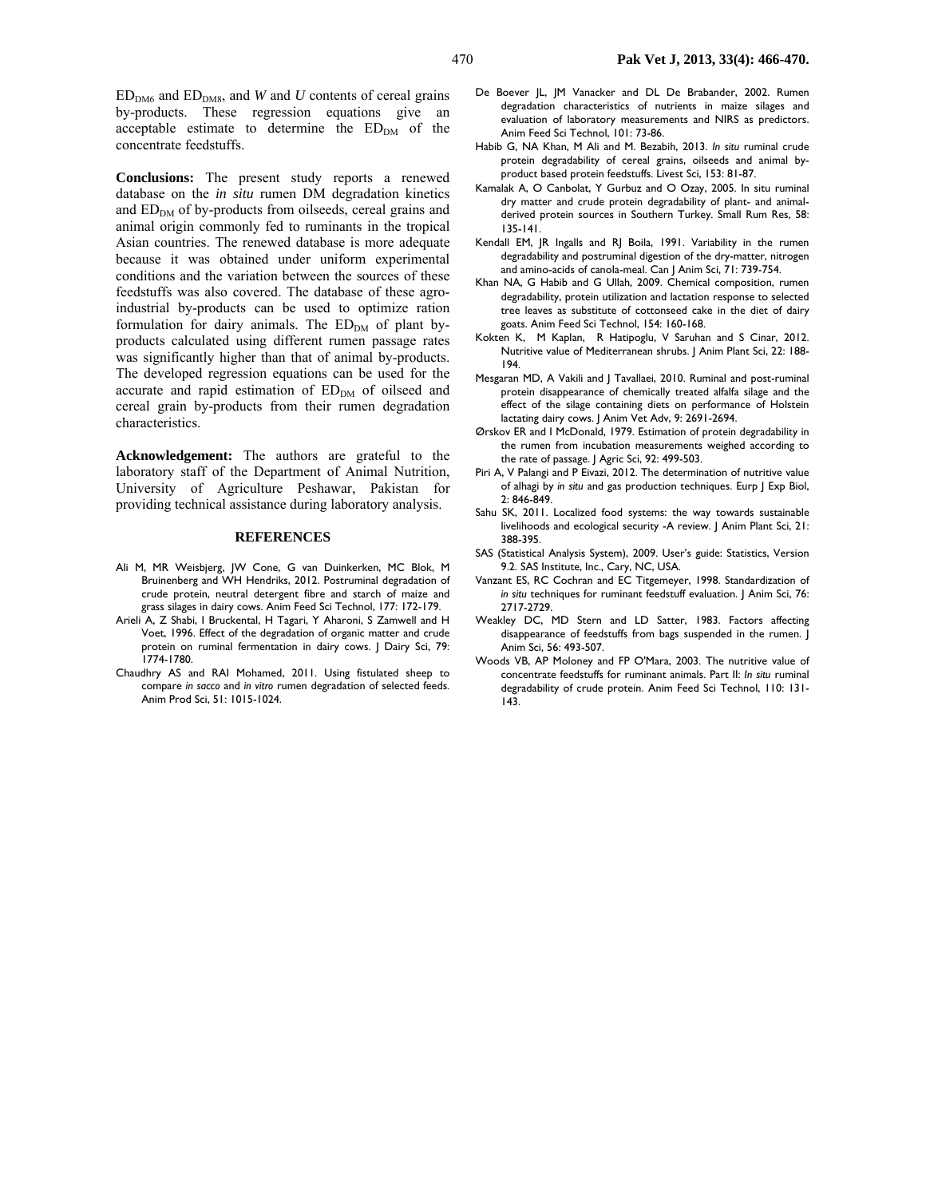$ED_{DM6}$ and $ED_{DM8}$, and *W* and *U* contents of cereal grains by-products. These regression equations give an acceptable estimate to determine the $ED_{DM}$ of the concentrate feedstuffs.

**Conclusions:** The present study reports a renewed database on the *in situ* rumen DM degradation kinetics and $ED_{DM}$ of by-products from oilseeds, cereal grains and animal origin commonly fed to ruminants in the tropical Asian countries. The renewed database is more adequate because it was obtained under uniform experimental conditions and the variation between the sources of these feedstuffs was also covered. The database of these agro-industrial by-products can be used to optimize ration formulation for dairy animals. The $ED_{DM}$ of plant by-products calculated using different rumen passage rates was significantly higher than that of animal by-products. The developed regression equations can be used for the accurate and rapid estimation of $ED_{DM}$ of oilseed and cereal grain by-products from their rumen degradation characteristics.

**Acknowledgement:** The authors are grateful to the laboratory staff of the Department of Animal Nutrition, University of Agriculture Peshawar, Pakistan for providing technical assistance during laboratory analysis.

## REFERENCES

Ali M, MR Weisbjerg, JW Cone, G van Duinkerken, MC Blok, M Bruinenberg and WH Hendriks, 2012. Postruminal degradation of crude protein, neutral detergent fibre and starch of maize and grass silages in dairy cows. Anim Feed Sci Technol, 177: 172-179.

Arieli A, Z Shabi, I Bruckental, H Tagari, Y Aharoni, S Zamwell and H Voet, 1996. Effect of the degradation of organic matter and crude protein on ruminal fermentation in dairy cows. J Dairy Sci, 79: 1774-1780.

Chaudhry AS and RAI Mohamed, 2011. Using fistulated sheep to compare *in sacco* and *in vitro* rumen degradation of selected feeds. Anim Prod Sci, 51: 1015-1024.

De Boever JL, JM Vanacker and DL De Brabander, 2002. Rumen degradation characteristics of nutrients in maize silages and evaluation of laboratory measurements and NIRS as predictors. Anim Feed Sci Technol, 101: 73-86.

Habib G, NA Khan, M Ali and M. Bezabih, 2013. *In situ* ruminal crude protein degradability of cereal grains, oilseeds and animal by-product based protein feedstuffs. Livest Sci, 153: 81-87.

Kamalak A, O Canbolat, Y Gurbuz and O Ozay, 2005. In situ ruminal dry matter and crude protein degradability of plant- and animal-derived protein sources in Southern Turkey. Small Rum Res, 58: 135-141.

Kendall EM, JR Ingalls and RJ Boila, 1991. Variability in the rumen degradability and postruminal digestion of the dry-matter, nitrogen and amino-acids of canola-meal. Can J Anim Sci, 71: 739-754.

Khan NA, G Habib and G Ullah, 2009. Chemical composition, rumen degradability, protein utilization and lactation response to selected tree leaves as substitute of cottonseed cake in the diet of dairy goats. Anim Feed Sci Technol, 154: 160-168.

Kokten K, M Kaplan, R Hatipoglu, V Saruhan and S Cinar, 2012. Nutritive value of Mediterranean shrubs. J Anim Plant Sci, 22: 188-194.

Mesgaran MD, A Vakili and J Tavallaei, 2010. Ruminal and post-ruminal protein disappearance of chemically treated alfalfa silage and the effect of the silage containing diets on performance of Holstein lactating dairy cows. J Anim Vet Adv, 9: 2691-2694.

Ørskov ER and I McDonald, 1979. Estimation of protein degradability in the rumen from incubation measurements weighed according to the rate of passage. J Agric Sci, 92: 499-503.

Piri A, V Palangi and P Eivazi, 2012. The determination of nutritive value of alhagi by *in situ* and gas production techniques. Eurp J Exp Biol, 2: 846-849.

Sahu SK, 2011. Localized food systems: the way towards sustainable livelihoods and ecological security -A review. J Anim Plant Sci, 21: 388-395.

SAS (Statistical Analysis System), 2009. User's guide: Statistics, Version 9.2. SAS Institute, Inc., Cary, NC, USA.

Vanzant ES, RC Cochran and EC Titgemeyer, 1998. Standardization of *in situ* techniques for ruminant feedstuff evaluation. J Anim Sci, 76: 2717-2729.

Weakley DC, MD Stern and LD Satter, 1983. Factors affecting disappearance of feedstuffs from bags suspended in the rumen. J Anim Sci, 56: 493-507.

Woods VB, AP Moloney and FP O'Mara, 2003. The nutritive value of concentrate feedstuffs for ruminant animals. Part II: *In situ* ruminal degradability of crude protein. Anim Feed Sci Technol, 110: 131-143.